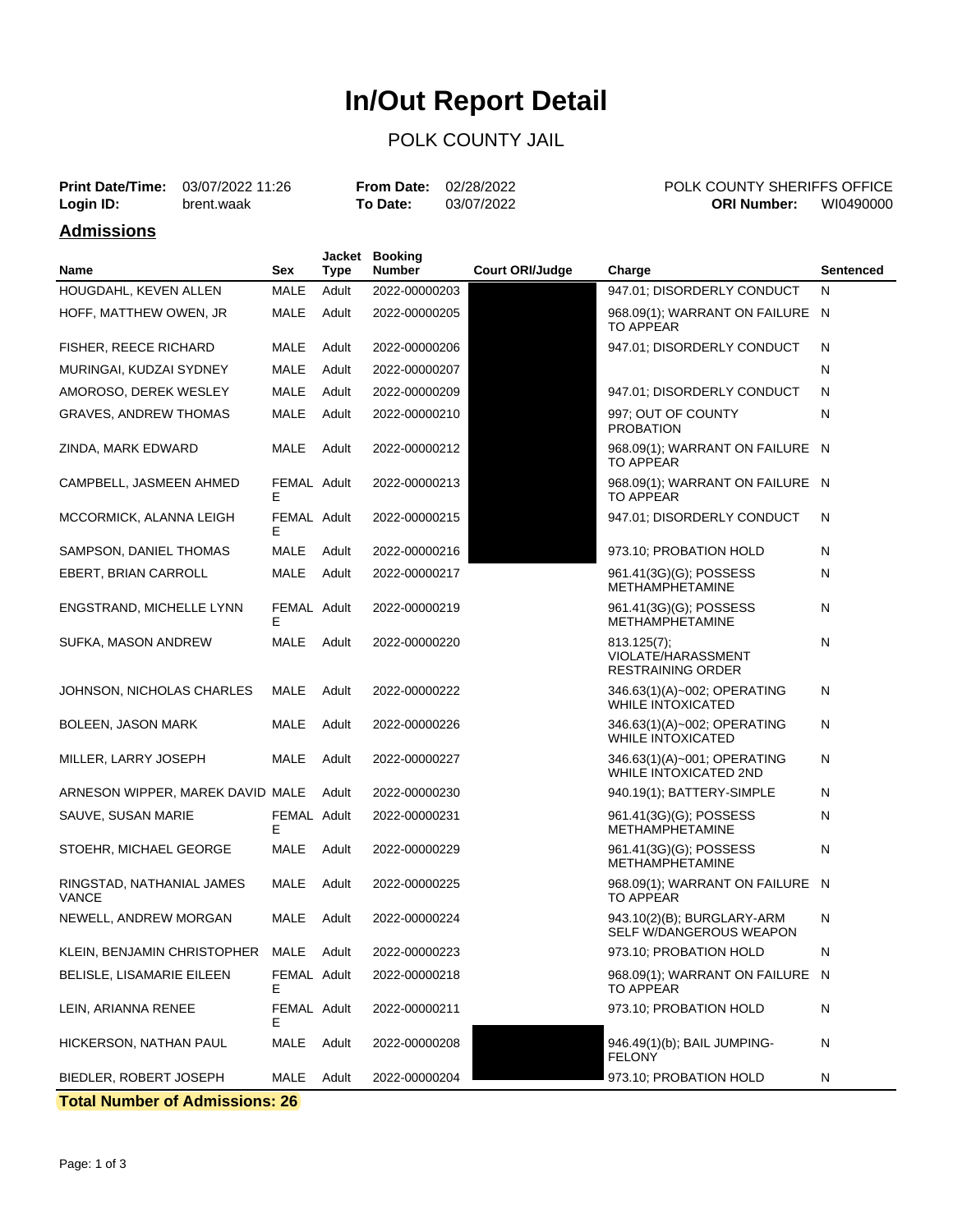# In/Out Report Detail

## POLK COUNTY JAIL

**Print Date/Time:** 03/07/2022 11:26
**Login ID:** brent.waak

**From Date:** 02/28/2022
**To Date:** 03/07/2022

POLK COUNTY SHERIFFS OFFICE
**ORI Number:** WI0490000

## Admissions

| Name | Sex | Jacket Type | Booking Number | Court ORI/Judge | Charge | Sentenced |
|---|---|---|---|---|---|---|
| HOUGDAHL, KEVEN ALLEN | MALE | Adult | 2022-00000203 | | 947.01; DISORDERLY CONDUCT | N |
| HOFF, MATTHEW OWEN, JR | MALE | Adult | 2022-00000205 | | 968.09(1); WARRANT ON FAILURE TO APPEAR | N |
| FISHER, REECE RICHARD | MALE | Adult | 2022-00000206 | | 947.01; DISORDERLY CONDUCT | N |
| MURINGAI, KUDZAI SYDNEY | MALE | Adult | 2022-00000207 | | | N |
| AMOROSO, DEREK WESLEY | MALE | Adult | 2022-00000209 | | 947.01; DISORDERLY CONDUCT | N |
| GRAVES, ANDREW THOMAS | MALE | Adult | 2022-00000210 | | 997; OUT OF COUNTY PROBATION | N |
| ZINDA, MARK EDWARD | MALE | Adult | 2022-00000212 | | 968.09(1); WARRANT ON FAILURE TO APPEAR | N |
| CAMPBELL, JASMEEN AHMED | FEMALE | Adult | 2022-00000213 | | 968.09(1); WARRANT ON FAILURE TO APPEAR | N |
| MCCORMICK, ALANNA LEIGH | FEMALE | Adult | 2022-00000215 | | 947.01; DISORDERLY CONDUCT | N |
| SAMPSON, DANIEL THOMAS | MALE | Adult | 2022-00000216 | | 973.10; PROBATION HOLD | N |
| EBERT, BRIAN CARROLL | MALE | Adult | 2022-00000217 | | 961.41(3G)(G); POSSESS METHAMPHETAMINE | N |
| ENGSTRAND, MICHELLE LYNN | FEMALE | Adult | 2022-00000219 | | 961.41(3G)(G); POSSESS METHAMPHETAMINE | N |
| SUFKA, MASON ANDREW | MALE | Adult | 2022-00000220 | | 813.125(7); VIOLATE/HARASSMENT RESTRAINING ORDER | N |
| JOHNSON, NICHOLAS CHARLES | MALE | Adult | 2022-00000222 | | 346.63(1)(A)~002; OPERATING WHILE INTOXICATED | N |
| BOLEEN, JASON MARK | MALE | Adult | 2022-00000226 | | 346.63(1)(A)~002; OPERATING WHILE INTOXICATED | N |
| MILLER, LARRY JOSEPH | MALE | Adult | 2022-00000227 | | 346.63(1)(A)~001; OPERATING WHILE INTOXICATED 2ND | N |
| ARNESON WIPPER, MAREK DAVID | MALE | Adult | 2022-00000230 | | 940.19(1); BATTERY-SIMPLE | N |
| SAUVE, SUSAN MARIE | FEMALE | Adult | 2022-00000231 | | 961.41(3G)(G); POSSESS METHAMPHETAMINE | N |
| STOEHR, MICHAEL GEORGE | MALE | Adult | 2022-00000229 | | 961.41(3G)(G); POSSESS METHAMPHETAMINE | N |
| RINGSTAD, NATHANIAL JAMES VANCE | MALE | Adult | 2022-00000225 | | 968.09(1); WARRANT ON FAILURE TO APPEAR | N |
| NEWELL, ANDREW MORGAN | MALE | Adult | 2022-00000224 | | 943.10(2)(B); BURGLARY-ARM SELF W/DANGEROUS WEAPON | N |
| KLEIN, BENJAMIN CHRISTOPHER | MALE | Adult | 2022-00000223 | | 973.10; PROBATION HOLD | N |
| BELISLE, LISAMARIE EILEEN | FEMALE | Adult | 2022-00000218 | | 968.09(1); WARRANT ON FAILURE TO APPEAR | N |
| LEIN, ARIANNA RENEE | FEMALE | Adult | 2022-00000211 | | 973.10; PROBATION HOLD | N |
| HICKERSON, NATHAN PAUL | MALE | Adult | 2022-00000208 | | 946.49(1)(b); BAIL JUMPING-FELONY | N |
| BIEDLER, ROBERT JOSEPH | MALE | Adult | 2022-00000204 | | 973.10; PROBATION HOLD | N |

**Total Number of Admissions: 26**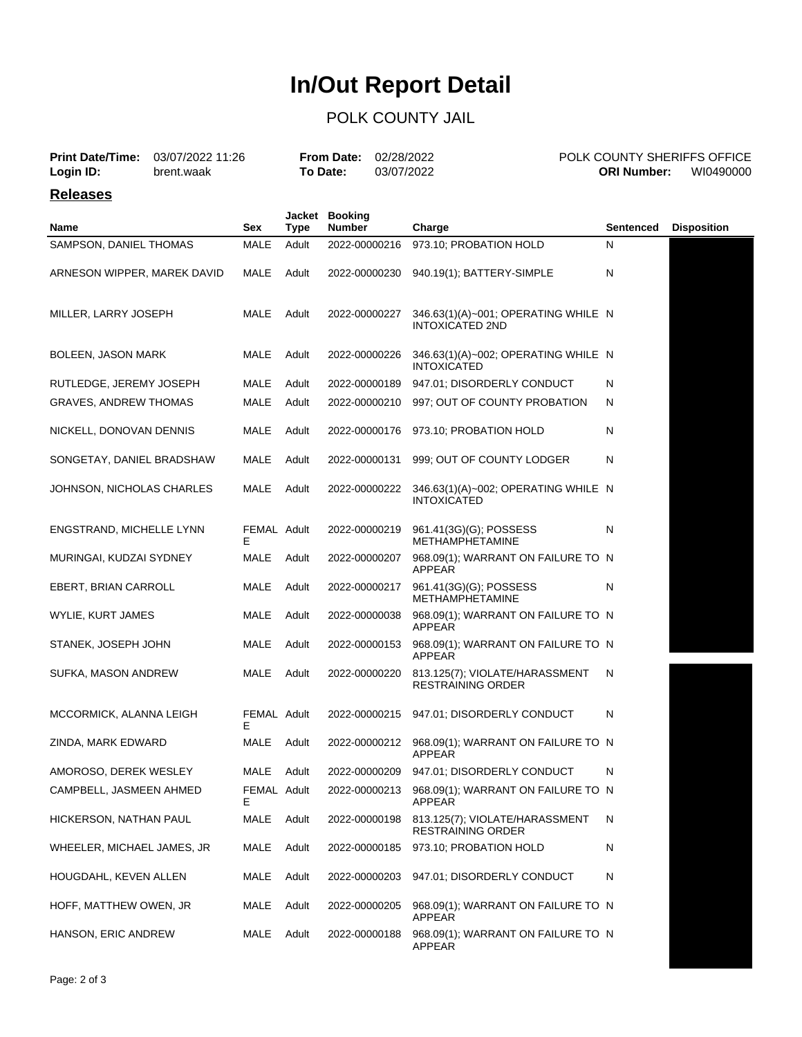# In/Out Report Detail

## POLK COUNTY JAIL

**Print Date/Time:** 03/07/2022 11:26 **From Date:** 02/28/2022 POLK COUNTY SHERIFFS OFFICE
**Login ID:** brent.waak **To Date:** 03/07/2022 **ORI Number:** WI0490000

### Releases

| Name | Sex | Jacket Type | Booking Number | Charge | Sentenced | Disposition |
|---|---|---|---|---|---|---|
| SAMPSON, DANIEL THOMAS | MALE | Adult | 2022-00000216 | 973.10; PROBATION HOLD | N | |
| ARNESON WIPPER, MAREK DAVID | MALE | Adult | 2022-00000230 | 940.19(1); BATTERY-SIMPLE | N | |
| MILLER, LARRY JOSEPH | MALE | Adult | 2022-00000227 | 346.63(1)(A)~001; OPERATING WHILE INTOXICATED 2ND | N | |
| BOLEEN, JASON MARK | MALE | Adult | 2022-00000226 | 346.63(1)(A)~002; OPERATING WHILE INTOXICATED | N | |
| RUTLEDGE, JEREMY JOSEPH | MALE | Adult | 2022-00000189 | 947.01; DISORDERLY CONDUCT | N | |
| GRAVES, ANDREW THOMAS | MALE | Adult | 2022-00000210 | 997; OUT OF COUNTY PROBATION | N | |
| NICKELL, DONOVAN DENNIS | MALE | Adult | 2022-00000176 | 973.10; PROBATION HOLD | N | |
| SONGETAY, DANIEL BRADSHAW | MALE | Adult | 2022-00000131 | 999; OUT OF COUNTY LODGER | N | |
| JOHNSON, NICHOLAS CHARLES | MALE | Adult | 2022-00000222 | 346.63(1)(A)~002; OPERATING WHILE INTOXICATED | N | |
| ENGSTRAND, MICHELLE LYNN | FEMALE | Adult | 2022-00000219 | 961.41(3G)(G); POSSESS METHAMPHETAMINE | N | |
| MURINGAI, KUDZAI SYDNEY | MALE | Adult | 2022-00000207 | 968.09(1); WARRANT ON FAILURE TO APPEAR | N | |
| EBERT, BRIAN CARROLL | MALE | Adult | 2022-00000217 | 961.41(3G)(G); POSSESS METHAMPHETAMINE | N | |
| WYLIE, KURT JAMES | MALE | Adult | 2022-00000038 | 968.09(1); WARRANT ON FAILURE TO APPEAR | N | |
| STANEK, JOSEPH JOHN | MALE | Adult | 2022-00000153 | 968.09(1); WARRANT ON FAILURE TO APPEAR | N | |
| SUFKA, MASON ANDREW | MALE | Adult | 2022-00000220 | 813.125(7); VIOLATE/HARASSMENT RESTRAINING ORDER | N | |
| MCCORMICK, ALANNA LEIGH | FEMALE | Adult | 2022-00000215 | 947.01; DISORDERLY CONDUCT | N | |
| ZINDA, MARK EDWARD | MALE | Adult | 2022-00000212 | 968.09(1); WARRANT ON FAILURE TO APPEAR | N | |
| AMOROSO, DEREK WESLEY | MALE | Adult | 2022-00000209 | 947.01; DISORDERLY CONDUCT | N | |
| CAMPBELL, JASMEEN AHMED | FEMALE | Adult | 2022-00000213 | 968.09(1); WARRANT ON FAILURE TO APPEAR | N | |
| HICKERSON, NATHAN PAUL | MALE | Adult | 2022-00000198 | 813.125(7); VIOLATE/HARASSMENT RESTRAINING ORDER | N | |
| WHEELER, MICHAEL JAMES, JR | MALE | Adult | 2022-00000185 | 973.10; PROBATION HOLD | N | |
| HOUGDAHL, KEVEN ALLEN | MALE | Adult | 2022-00000203 | 947.01; DISORDERLY CONDUCT | N | |
| HOFF, MATTHEW OWEN, JR | MALE | Adult | 2022-00000205 | 968.09(1); WARRANT ON FAILURE TO APPEAR | N | |
| HANSON, ERIC ANDREW | MALE | Adult | 2022-00000188 | 968.09(1); WARRANT ON FAILURE TO APPEAR | N | |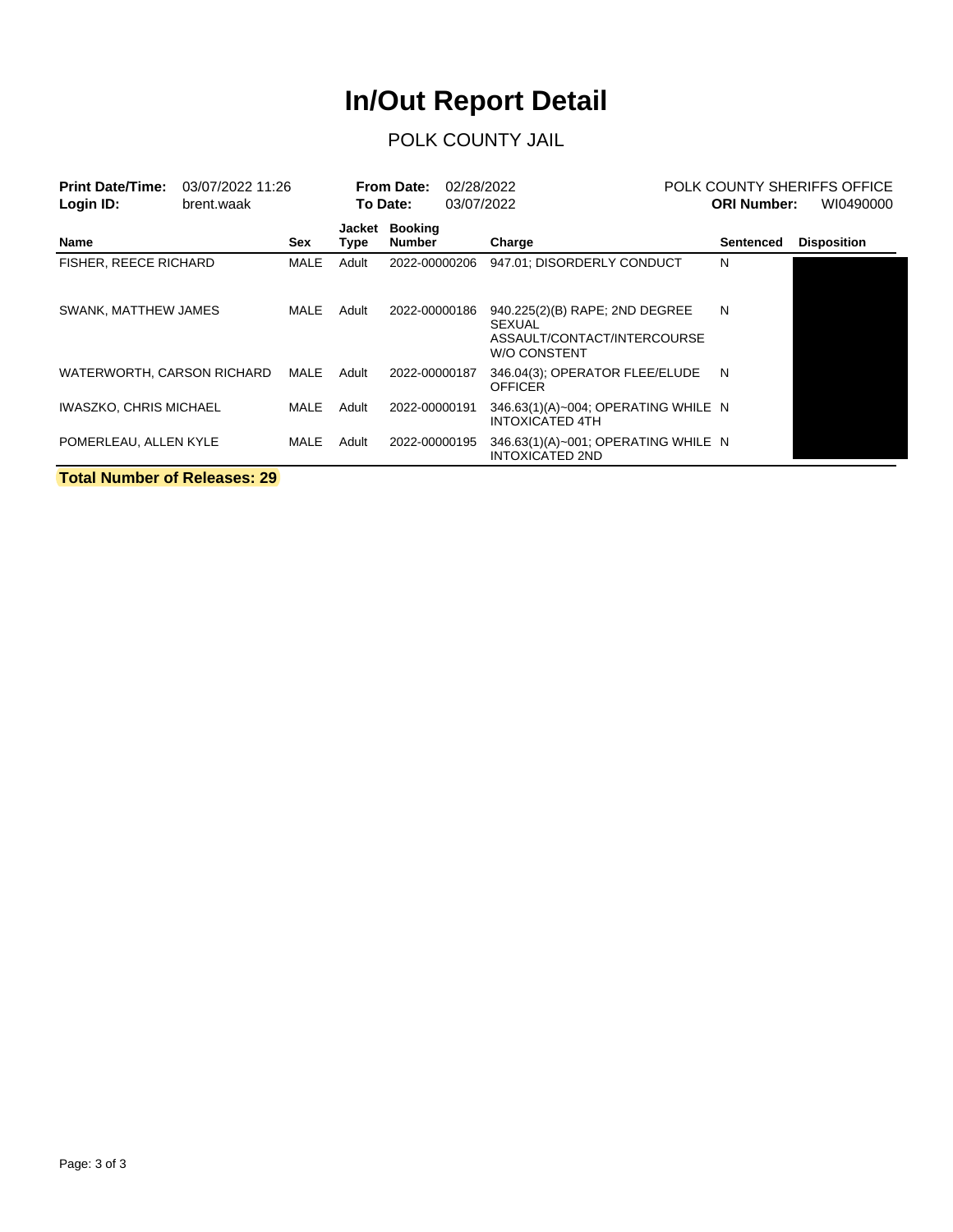# In/Out Report Detail

POLK COUNTY JAIL

| **Print Date/Time:** | 03/07/2022 11:26 | **From Date:** | 02/28/2022 | POLK COUNTY SHERIFFS OFFICE | |
|---|---|---|---|---|---|
| **Login ID:** | brent.waak | **To Date:** | 03/07/2022 | **ORI Number:** | WI0490000 |

| Name | Sex | Jacket Type | Booking Number | Charge | Sentenced | Disposition |
|---|---|---|---|---|---|---|
| FISHER, REECE RICHARD | MALE | Adult | 2022-00000206 | 947.01; DISORDERLY CONDUCT | N | |
| SWANK, MATTHEW JAMES | MALE | Adult | 2022-00000186 | 940.225(2)(B) RAPE; 2ND DEGREE SEXUAL ASSAULT/CONTACT/INTERCOURSE W/O CONSTENT | N | |
| WATERWORTH, CARSON RICHARD | MALE | Adult | 2022-00000187 | 346.04(3); OPERATOR FLEE/ELUDE OFFICER | N | |
| IWASZKO, CHRIS MICHAEL | MALE | Adult | 2022-00000191 | 346.63(1)(A)~004; OPERATING WHILE INTOXICATED 4TH | N | |
| POMERLEAU, ALLEN KYLE | MALE | Adult | 2022-00000195 | 346.63(1)(A)~001; OPERATING WHILE INTOXICATED 2ND | N | |

**Total Number of Releases: 29**